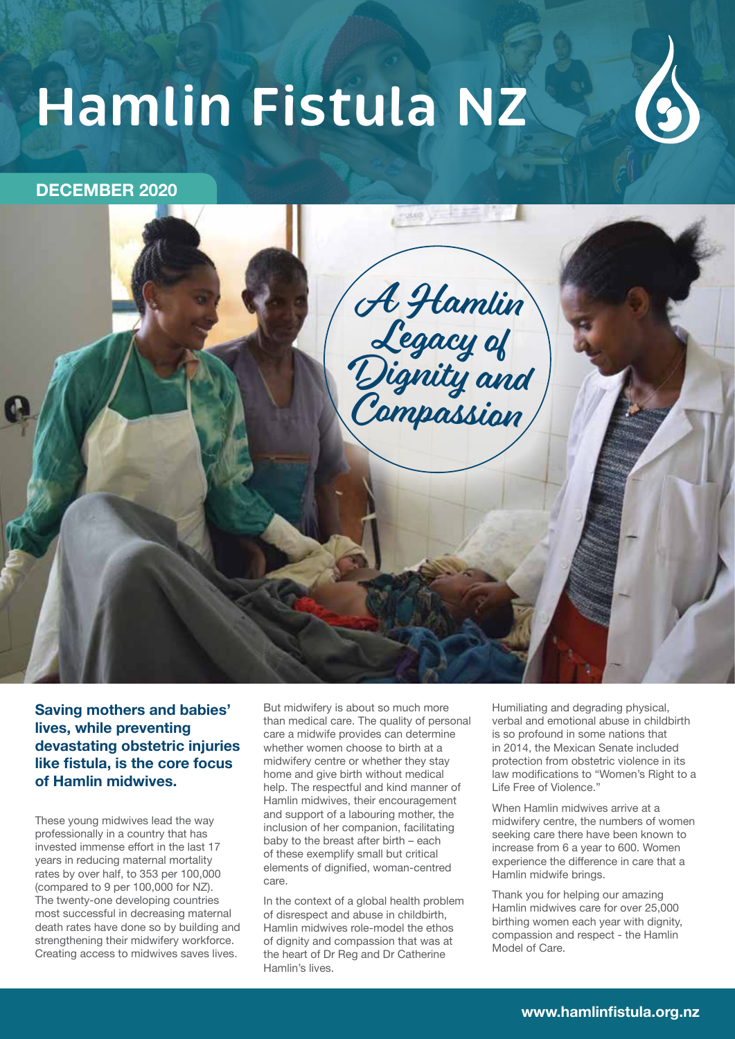# Hamlin Fistula NZ

**DECEMBER 2020**

## A Hamlin Legacy of Dignity and Compassion

**Saving mothers and babies' lives, while preventing devastating obstetric injuries like fistula, is the core focus of Hamlin midwives.**

These young midwives lead the way professionally in a country that has invested immense effort in the last 17 years in reducing maternal mortality rates by over half, to 353 per 100,000 (compared to 9 per 100,000 for NZ). The twenty-one developing countries most successful in decreasing maternal death rates have done so by building and strengthening their midwifery workforce. Creating access to midwives saves lives.

But midwifery is about so much more than medical care. The quality of personal care a midwife provides can determine whether women choose to birth at a midwifery centre or whether they stay home and give birth without medical help. The respectful and kind manner of Hamlin midwives, their encouragement and support of a labouring mother, the inclusion of her companion, facilitating baby to the breast after birth – each of these exemplify small but critical elements of dignified, woman-centred care.

In the context of a global health problem of disrespect and abuse in childbirth, Hamlin midwives role-model the ethos of dignity and compassion that was at the heart of Dr Reg and Dr Catherine Hamlin's lives.

Humiliating and degrading physical, verbal and emotional abuse in childbirth is so profound in some nations that in 2014, the Mexican Senate included protection from obstetric violence in its law modifications to "Women's Right to a Life Free of Violence."

When Hamlin midwives arrive at a midwifery centre, the numbers of women seeking care there have been known to increase from 6 a year to 600. Women experience the difference in care that a Hamlin midwife brings.

Thank you for helping our amazing Hamlin midwives care for over 25,000 birthing women each year with dignity, compassion and respect - the Hamlin Model of Care.

**www.hamlinfistula.org.nz**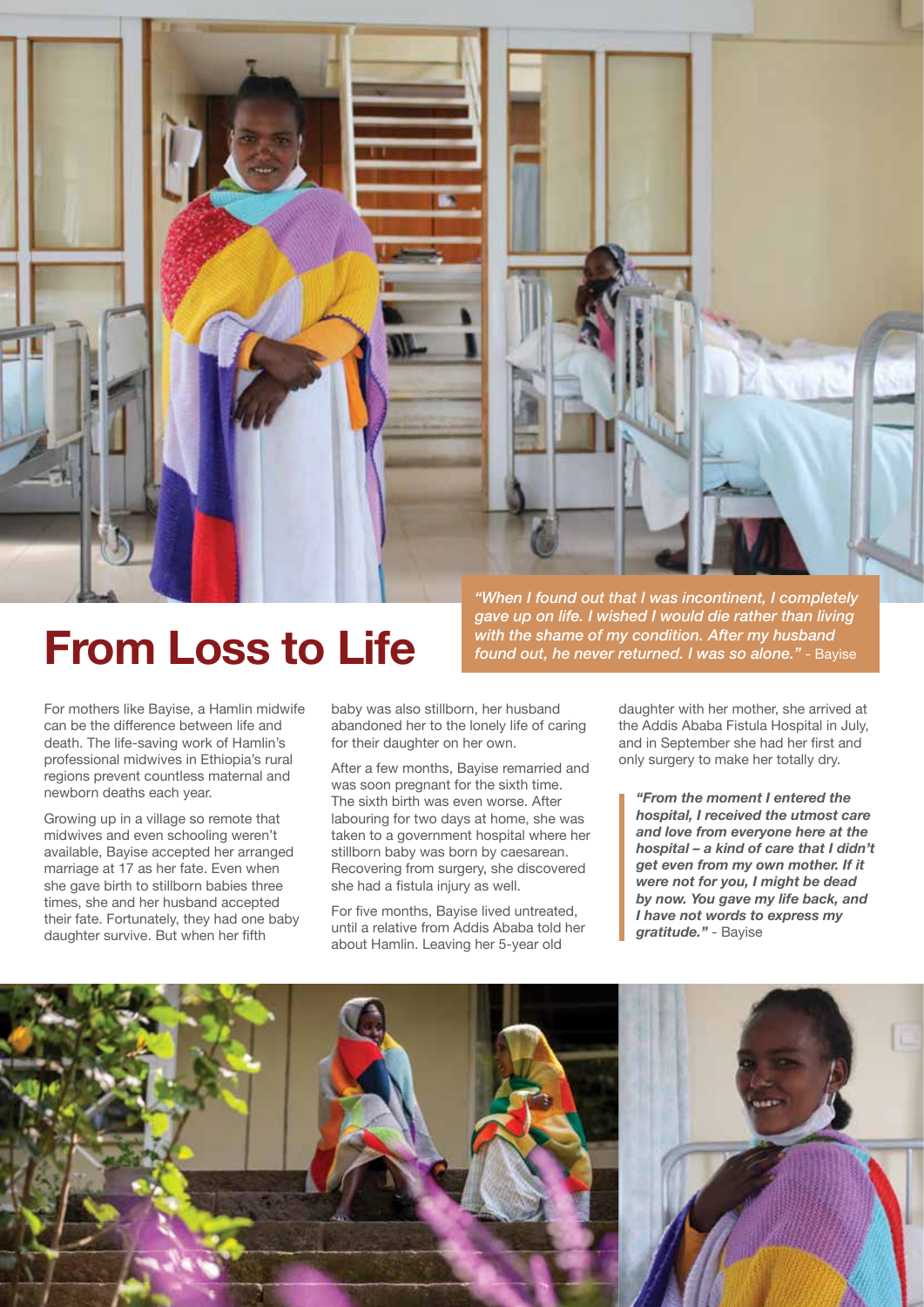# From Loss to Life

*"When I found out that I was incontinent, I completely gave up on life. I wished I would die rather than living with the shame of my condition. After my husband found out, he never returned. I was so alone."* - Bayise

For mothers like Bayise, a Hamlin midwife can be the difference between life and death. The life-saving work of Hamlin's professional midwives in Ethiopia's rural regions prevent countless maternal and newborn deaths each year.

Growing up in a village so remote that midwives and even schooling weren't available, Bayise accepted her arranged marriage at 17 as her fate. Even when she gave birth to stillborn babies three times, she and her husband accepted their fate. Fortunately, they had one baby daughter survive. But when her fifth baby was also stillborn, her husband abandoned her to the lonely life of caring for their daughter on her own.

After a few months, Bayise remarried and was soon pregnant for the sixth time. The sixth birth was even worse. After labouring for two days at home, she was taken to a government hospital where her stillborn baby was born by caesarean. Recovering from surgery, she discovered she had a fistula injury as well.

For five months, Bayise lived untreated, until a relative from Addis Ababa told her about Hamlin. Leaving her 5-year old daughter with her mother, she arrived at the Addis Ababa Fistula Hospital in July, and in September she had her first and only surgery to make her totally dry.

> ***"From the moment I entered the hospital, I received the utmost care and love from everyone here at the hospital – a kind of care that I didn't get even from my own mother. If it were not for you, I might be dead by now. You gave my life back, and I have not words to express my gratitude."*** - Bayise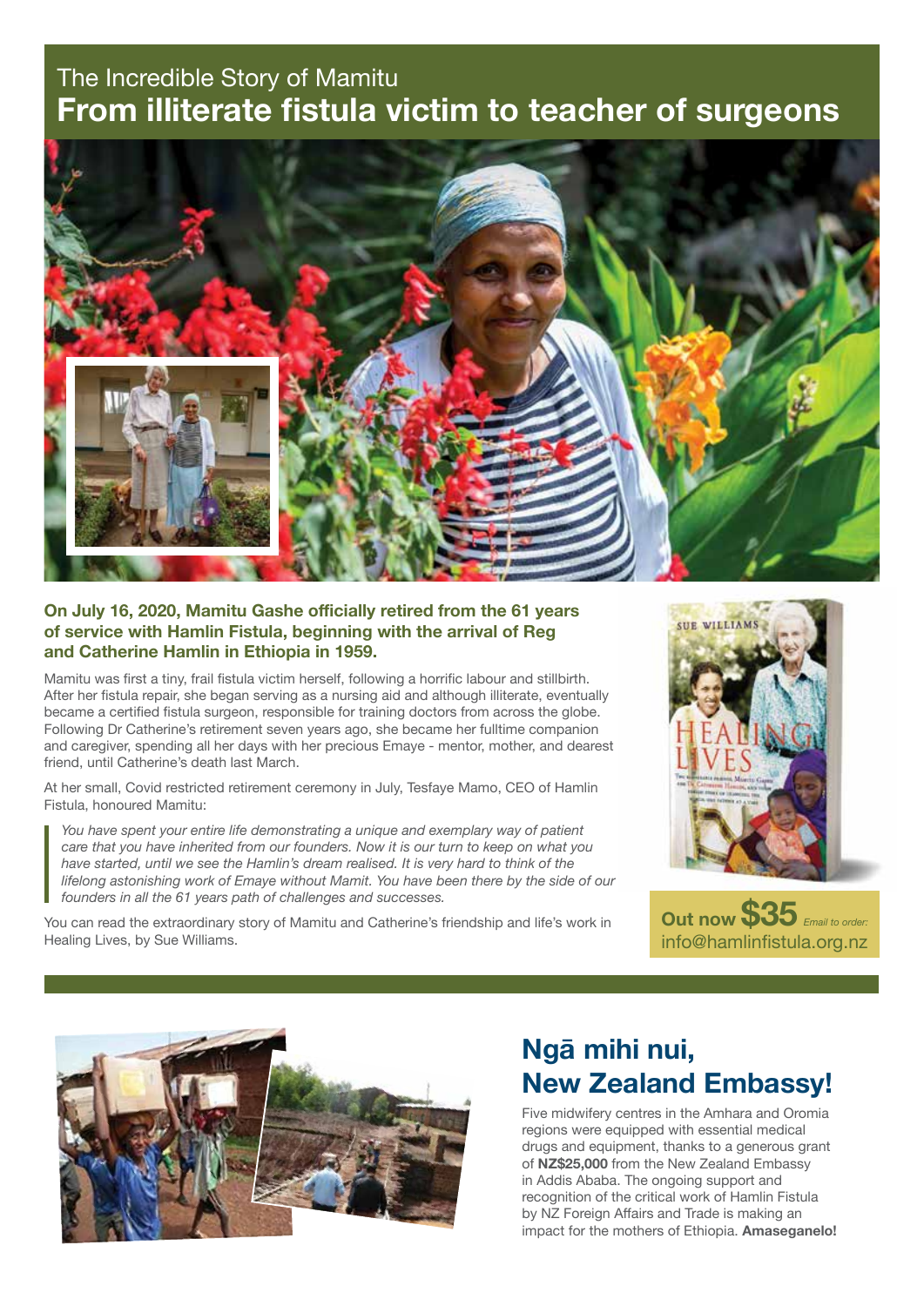## The Incredible Story of Mamitu

# From illiterate fistula victim to teacher of surgeons

**On July 16, 2020, Mamitu Gashe officially retired from the 61 years of service with Hamlin Fistula, beginning with the arrival of Reg and Catherine Hamlin in Ethiopia in 1959.**

Mamitu was first a tiny, frail fistula victim herself, following a horrific labour and stillbirth. After her fistula repair, she began serving as a nursing aid and although illiterate, eventually became a certified fistula surgeon, responsible for training doctors from across the globe. Following Dr Catherine's retirement seven years ago, she became her fulltime companion and caregiver, spending all her days with her precious Emaye - mentor, mother, and dearest friend, until Catherine's death last March.

At her small, Covid restricted retirement ceremony in July, Tesfaye Mamo, CEO of Hamlin Fistula, honoured Mamitu:

> *You have spent your entire life demonstrating a unique and exemplary way of patient care that you have inherited from our founders. Now it is our turn to keep on what you have started, until we see the Hamlin's dream realised. It is very hard to think of the lifelong astonishing work of Emaye without Mamit. You have been there by the side of our founders in all the 61 years path of challenges and successes.*

You can read the extraordinary story of Mamitu and Catherine's friendship and life's work in Healing Lives, by Sue Williams.

**Out now $35** *Email to order:* info@hamlinfistula.org.nz

## Ngā mihi nui, New Zealand Embassy!

Five midwifery centres in the Amhara and Oromia regions were equipped with essential medical drugs and equipment, thanks to a generous grant of **NZ$25,000** from the New Zealand Embassy in Addis Ababa. The ongoing support and recognition of the critical work of Hamlin Fistula by NZ Foreign Affairs and Trade is making an impact for the mothers of Ethiopia. **Amaseganelo!**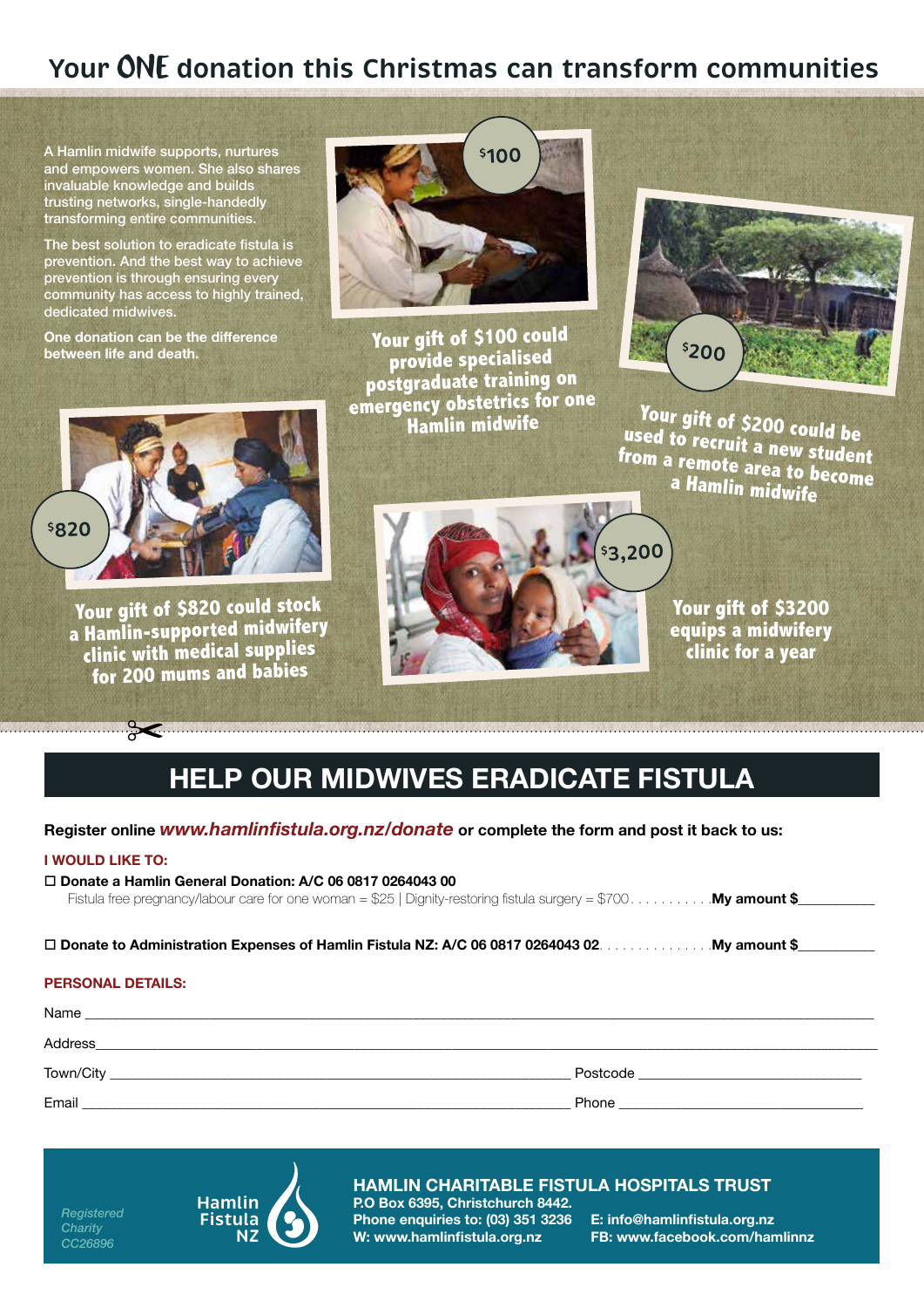# Your ONE donation this Christmas can transform communities

A Hamlin midwife supports, nurtures and empowers women. She also shares invaluable knowledge and builds trusting networks, single-handedly transforming entire communities.

The best solution to eradicate fistula is prevention. And the best way to achieve prevention is through ensuring every community has access to highly trained, dedicated midwives.

**One donation can be the difference between life and death.**

$100

**Your gift of $100 could provide specialised postgraduate training on emergency obstetrics for one Hamlin midwife**

$200

**Your gift of $200 could be used to recruit a new student from a remote area to become a Hamlin midwife**

$820

**Your gift of $820 could stock a Hamlin-supported midwifery clinic with medical supplies for 200 mums and babies**

$3,200

**Your gift of $3200 equips a midwifery clinic for a year**

## HELP OUR MIDWIVES ERADICATE FISTULA

**Register online *www.hamlinfistula.org.nz/donate* or complete the form and post it back to us:**

**I WOULD LIKE TO:**

☐ **Donate a Hamlin General Donation: A/C 06 0817 0264043 00**
Fistula free pregnancy/labour care for one woman = $25 | Dignity-restoring fistula surgery = $700. . . . . . . . . . **My amount $**__________

☐ **Donate to Administration Expenses of Hamlin Fistula NZ: A/C 06 0817 0264043 02**. . . . . . . . . . . . . . **My amount $**__________

**PERSONAL DETAILS:**

Name ____________________________________________

Address__________________________________________

Town/City ______________________________ Postcode ______________

Email __________________________________ Phone ________________

*Registered Charity CC26896*

Hamlin Fistula NZ

**HAMLIN CHARITABLE FISTULA HOSPITALS TRUST**
**P.O Box 6395, Christchurch 8442.**
**Phone enquiries to: (03) 351 3236**
**W: www.hamlinfistula.org.nz**
**E: info@hamlinfistula.org.nz**
**FB: www.facebook.com/hamlinnz**